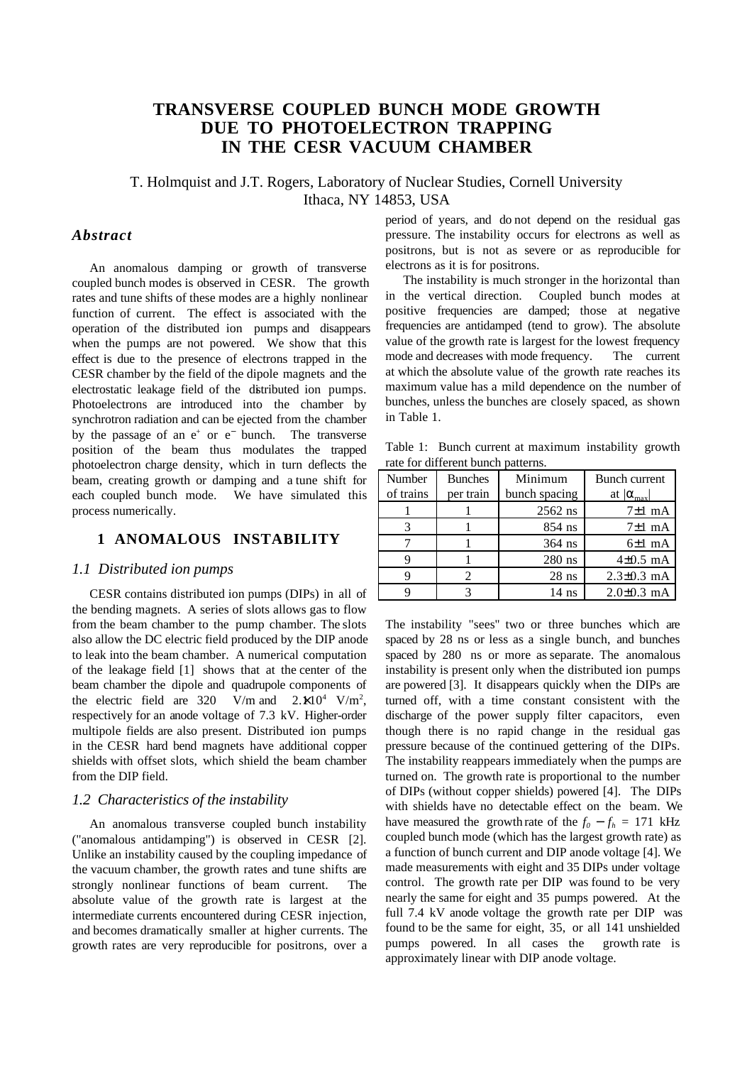# TRANSVERSE COUPLED BUNCH MODE GROWTH DUE TO PHOTOELECTRON TRAPPING IN THE CESR VACUUM CHAMBER

T. Holmquist and J.T. Rogers, Laboratory of Nuclear Studies, Cornell University
Ithaca, NY 14853, USA

### *Abstract*

An anomalous damping or growth of transverse coupled bunch modes is observed in CESR. The growth rates and tune shifts of these modes are a highly nonlinear function of current. The effect is associated with the operation of the distributed ion pumps and disappears when the pumps are not powered. We show that this effect is due to the presence of electrons trapped in the CESR chamber by the field of the dipole magnets and the electrostatic leakage field of the distributed ion pumps. Photoelectrons are introduced into the chamber by synchrotron radiation and can be ejected from the chamber by the passage of an $e^+$ or $e^-$ bunch. The transverse position of the beam thus modulates the trapped photoelectron charge density, which in turn deflects the beam, creating growth or damping and a tune shift for each coupled bunch mode. We have simulated this process numerically.

## 1 ANOMALOUS INSTABILITY

### *1.1 Distributed ion pumps*

CESR contains distributed ion pumps (DIPs) in all of the bending magnets. A series of slots allows gas to flow from the beam chamber to the pump chamber. The slots also allow the DC electric field produced by the DIP anode to leak into the beam chamber. A numerical computation of the leakage field [1] shows that at the center of the beam chamber the dipole and quadrupole components of the electric field are 320 V/m and $2.1 \times 10^4$ V/m$^2$, respectively for an anode voltage of 7.3 kV. Higher-order multipole fields are also present. Distributed ion pumps in the CESR hard bend magnets have additional copper shields with offset slots, which shield the beam chamber from the DIP field.

### *1.2 Characteristics of the instability*

An anomalous transverse coupled bunch instability ("anomalous antidamping") is observed in CESR [2]. Unlike an instability caused by the coupling impedance of the vacuum chamber, the growth rates and tune shifts are strongly nonlinear functions of beam current. The absolute value of the growth rate is largest at the intermediate currents encountered during CESR injection, and becomes dramatically smaller at higher currents. The growth rates are very reproducible for positrons, over a period of years, and do not depend on the residual gas pressure. The instability occurs for electrons as well as positrons, but is not as severe or as reproducible for electrons as it is for positrons.

The instability is much stronger in the horizontal than in the vertical direction. Coupled bunch modes at positive frequencies are damped; those at negative frequencies are antidamped (tend to grow). The absolute value of the growth rate is largest for the lowest frequency mode and decreases with mode frequency. The current at which the absolute value of the growth rate reaches its maximum value has a mild dependence on the number of bunches, unless the bunches are closely spaced, as shown in Table 1.

Table 1: Bunch current at maximum instability growth rate for different bunch patterns.

| Number of trains | Bunches per train | Minimum bunch spacing | Bunch current at $\lvert\alpha_{max}\rvert$ |
|---|---|---|---|
| 1 | 1 | 2562 ns | 7±1 mA |
| 3 | 1 | 854 ns | 7±1 mA |
| 7 | 1 | 364 ns | 6±1 mA |
| 9 | 1 | 280 ns | 4±0.5 mA |
| 9 | 2 | 28 ns | 2.3±0.3 mA |
| 9 | 3 | 14 ns | 2.0±0.3 mA |

The instability "sees" two or three bunches which are spaced by 28 ns or less as a single bunch, and bunches spaced by 280 ns or more as separate. The anomalous instability is present only when the distributed ion pumps are powered [3]. It disappears quickly when the DIPs are turned off, with a time constant consistent with the discharge of the power supply filter capacitors, even though there is no rapid change in the residual gas pressure because of the continued gettering of the DIPs. The instability reappears immediately when the pumps are turned on. The growth rate is proportional to the number of DIPs (without copper shields) powered [4]. The DIPs with shields have no detectable effect on the beam. We have measured the growth rate of the $f_0 - f_h$ = 171 kHz coupled bunch mode (which has the largest growth rate) as a function of bunch current and DIP anode voltage [4]. We made measurements with eight and 35 DIPs under voltage control. The growth rate per DIP was found to be very nearly the same for eight and 35 pumps powered. At the full 7.4 kV anode voltage the growth rate per DIP was found to be the same for eight, 35, or all 141 unshielded pumps powered. In all cases the growth rate is approximately linear with DIP anode voltage.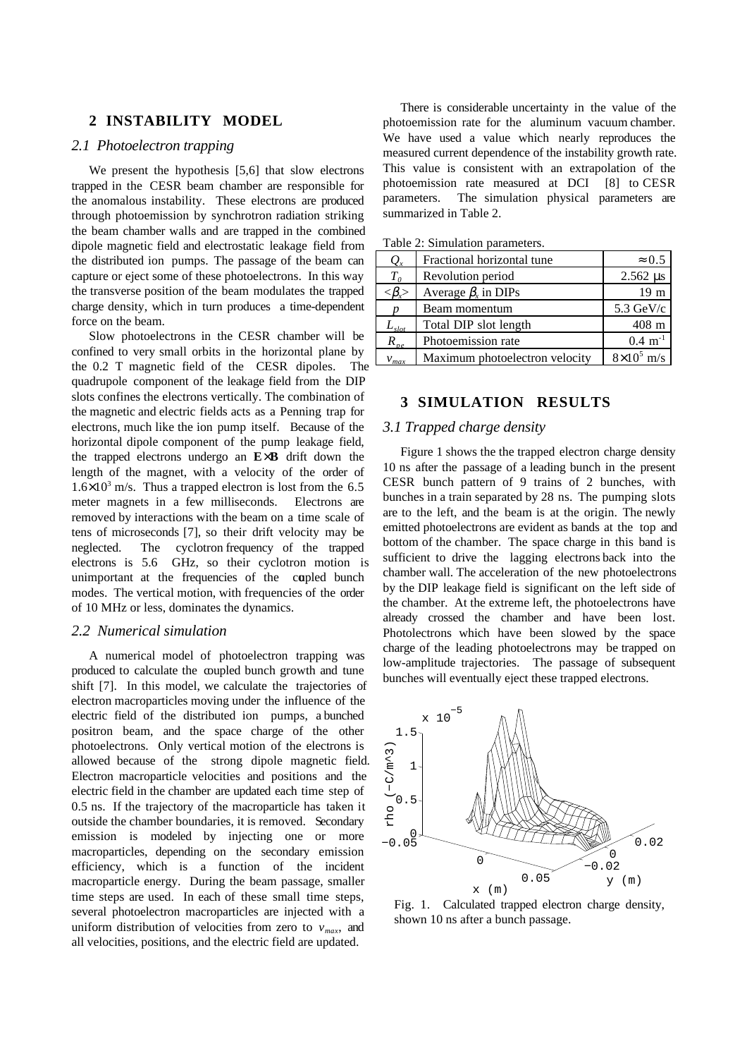## 2 INSTABILITY MODEL

### 2.1 Photoelectron trapping

We present the hypothesis [5,6] that slow electrons trapped in the CESR beam chamber are responsible for the anomalous instability. These electrons are produced through photoemission by synchrotron radiation striking the beam chamber walls and are trapped in the combined dipole magnetic field and electrostatic leakage field from the distributed ion pumps. The passage of the beam can capture or eject some of these photoelectrons. In this way the transverse position of the beam modulates the trapped charge density, which in turn produces a time-dependent force on the beam.

Slow photoelectrons in the CESR chamber will be confined to very small orbits in the horizontal plane by the 0.2 T magnetic field of the CESR dipoles. The quadrupole component of the leakage field from the DIP slots confines the electrons vertically. The combination of the magnetic and electric fields acts as a Penning trap for electrons, much like the ion pump itself. Because of the horizontal dipole component of the pump leakage field, the trapped electrons undergo an $\mathbf{E}\times\mathbf{B}$ drift down the length of the magnet, with a velocity of the order of $1.6\times10^3$ m/s. Thus a trapped electron is lost from the 6.5 meter magnets in a few milliseconds. Electrons are removed by interactions with the beam on a time scale of tens of microseconds [7], so their drift velocity may be neglected. The cyclotron frequency of the trapped electrons is 5.6 GHz, so their cyclotron motion is unimportant at the frequencies of the coupled bunch modes. The vertical motion, with frequencies of the order of 10 MHz or less, dominates the dynamics.

### 2.2 Numerical simulation

A numerical model of photoelectron trapping was produced to calculate the coupled bunch growth and tune shift [7]. In this model, we calculate the trajectories of electron macroparticles moving under the influence of the electric field of the distributed ion pumps, a bunched positron beam, and the space charge of the other photoelectrons. Only vertical motion of the electrons is allowed because of the strong dipole magnetic field. Electron macroparticle velocities and positions and the electric field in the chamber are updated each time step of 0.5 ns. If the trajectory of the macroparticle has taken it outside the chamber boundaries, it is removed. Secondary emission is modeled by injecting one or more macroparticles, depending on the secondary emission efficiency, which is a function of the incident macroparticle energy. During the beam passage, smaller time steps are used. In each of these small time steps, several photoelectron macroparticles are injected with a uniform distribution of velocities from zero to $v_{max}$, and all velocities, positions, and the electric field are updated.

There is considerable uncertainty in the value of the photoemission rate for the aluminum vacuum chamber. We have used a value which nearly reproduces the measured current dependence of the instability growth rate. This value is consistent with an extrapolation of the photoemission rate measured at DCI [8] to CESR parameters. The simulation physical parameters are summarized in Table 2.

Table 2: Simulation parameters.

| | | |
|---|---|---|
| $Q_x$ | Fractional horizontal tune | $\approx 0.5$ |
| $T_0$ | Revolution period | 2.562 μs |
| $<\beta_x>$ | Average $\beta_x$ in DIPs | 19 m |
| $p$ | Beam momentum | 5.3 GeV/c |
| $L_{slot}$ | Total DIP slot length | 408 m |
| $R_{pe}$ | Photoemission rate | 0.4 m$^{-1}$ |
| $v_{max}$ | Maximum photoelectron velocity | $8\times10^5$ m/s |

## 3 SIMULATION RESULTS

### 3.1 Trapped charge density

Figure 1 shows the the trapped electron charge density 10 ns after the passage of a leading bunch in the present CESR bunch pattern of 9 trains of 2 bunches, with bunches in a train separated by 28 ns. The pumping slots are to the left, and the beam is at the origin. The newly emitted photoelectrons are evident as bands at the top and bottom of the chamber. The space charge in this band is sufficient to drive the lagging electrons back into the chamber wall. The acceleration of the new photoelectrons by the DIP leakage field is significant on the left side of the chamber. At the extreme left, the photoelectrons have already crossed the chamber and have been lost. Photolectrons which have been slowed by the space charge of the leading photoelectrons may be trapped on low-amplitude trajectories. The passage of subsequent bunches will eventually eject these trapped electrons.

Fig. 1. Calculated trapped electron charge density, shown 10 ns after a bunch passage.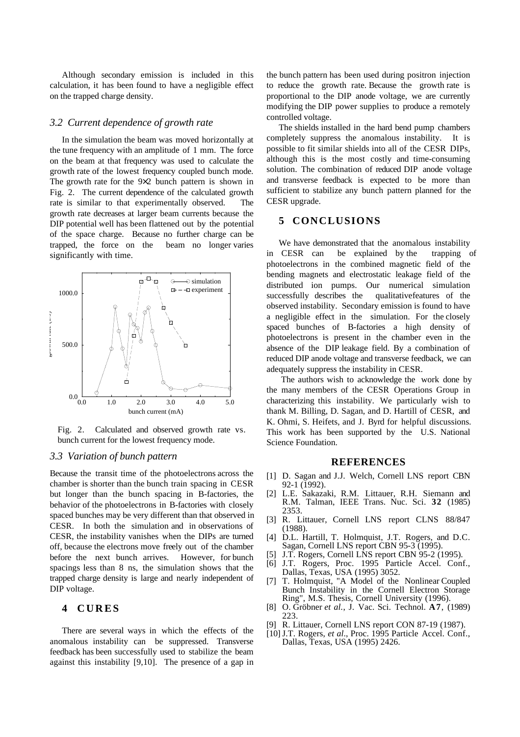Although secondary emission is included in this calculation, it has been found to have a negligible effect on the trapped charge density.

### 3.2 Current dependence of growth rate

In the simulation the beam was moved horizontally at the tune frequency with an amplitude of 1 mm. The force on the beam at that frequency was used to calculate the growth rate of the lowest frequency coupled bunch mode. The growth rate for the 9×2 bunch pattern is shown in Fig. 2. The current dependence of the calculated growth rate is similar to that experimentally observed. The growth rate decreases at larger beam currents because the DIP potential well has been flattened out by the potential of the space charge. Because no further charge can be trapped, the force on the beam no longer varies significantly with time.

simulation
experiment
1000.0
500.0
0.0
0.0
1.0
2.0
3.0
4.0
5.0
bunch current (mA)

Fig. 2. Calculated and observed growth rate vs. bunch current for the lowest frequency mode.

### 3.3 Variation of bunch pattern

Because the transit time of the photoelectrons across the chamber is shorter than the bunch train spacing in CESR but longer than the bunch spacing in B-factories, the behavior of the photoelectrons in B-factories with closely spaced bunches may be very different than that observed in CESR. In both the simulation and in observations of CESR, the instability vanishes when the DIPs are turned off, because the electrons move freely out of the chamber before the next bunch arrives. However, for bunch spacings less than 8 ns, the simulation shows that the trapped charge density is large and nearly independent of DIP voltage.

## 4 CURES

There are several ways in which the effects of the anomalous instability can be suppressed. Transverse feedback has been successfully used to stabilize the beam against this instability [9,10]. The presence of a gap in the bunch pattern has been used during positron injection to reduce the growth rate. Because the growth rate is proportional to the DIP anode voltage, we are currently modifying the DIP power supplies to produce a remotely controlled voltage.

The shields installed in the hard bend pump chambers completely suppress the anomalous instability. It is possible to fit similar shields into all of the CESR DIPs, although this is the most costly and time-consuming solution. The combination of reduced DIP anode voltage and transverse feedback is expected to be more than sufficient to stabilize any bunch pattern planned for the CESR upgrade.

## 5 CONCLUSIONS

We have demonstrated that the anomalous instability in CESR can be explained by the trapping of photoelectrons in the combined magnetic field of the bending magnets and electrostatic leakage field of the distributed ion pumps. Our numerical simulation successfully describes the qualitativefeatures of the observed instability. Secondary emission is found to have a negligible effect in the simulation. For the closely spaced bunches of B-factories a high density of photoelectrons is present in the chamber even in the absence of the DIP leakage field. By a combination of reduced DIP anode voltage and transverse feedback, we can adequately suppress the instability in CESR.

The authors wish to acknowledge the work done by the many members of the CESR Operations Group in characterizing this instability. We particularly wish to thank M. Billing, D. Sagan, and D. Hartill of CESR, and K. Ohmi, S. Heifets, and J. Byrd for helpful discussions. This work has been supported by the U.S. National Science Foundation.

## REFERENCES

[1] D. Sagan and J.J. Welch, Cornell LNS report CBN 92-1 (1992).

[2] L.E. Sakazaki, R.M. Littauer, R.H. Siemann and R.M. Talman, IEEE Trans. Nuc. Sci. **32** (1985) 2353.

[3] R. Littauer, Cornell LNS report CLNS 88/847 (1988).

[4] D.L. Hartill, T. Holmquist, J.T. Rogers, and D.C. Sagan, Cornell LNS report CBN 95-3 (1995).

[5] J.T. Rogers, Cornell LNS report CBN 95-2 (1995).

[6] J.T. Rogers, Proc. 1995 Particle Accel. Conf., Dallas, Texas, USA (1995) 3052.

[7] T. Holmquist, "A Model of the Nonlinear Coupled Bunch Instability in the Cornell Electron Storage Ring", M.S. Thesis, Cornell University (1996).

[8] O. Gröbner *et al.*, J. Vac. Sci. Technol. **A7**, (1989) 223.

[9] R. Littauer, Cornell LNS report CON 87-19 (1987).

[10] J.T. Rogers, *et al.*, Proc. 1995 Particle Accel. Conf., Dallas, Texas, USA (1995) 2426.